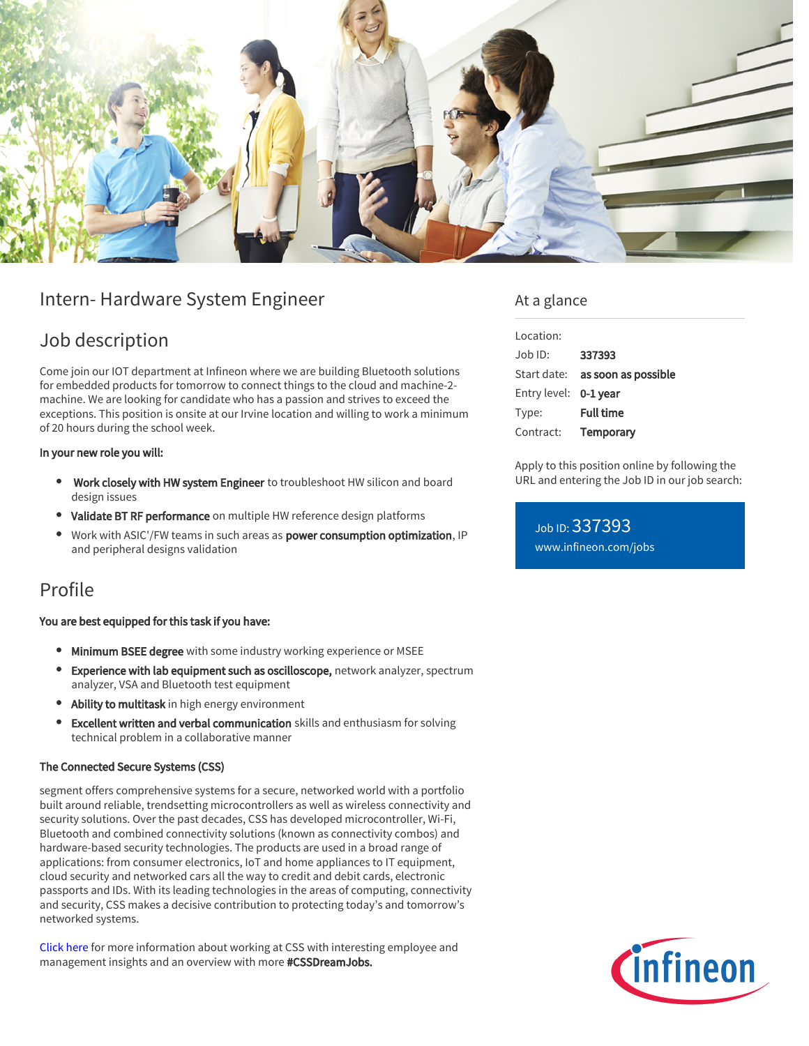# Intern- Hardware System Engineer

## Job description

Come join our IOT department at Infineon where we are building Bluetooth solutions for embedded products for tomorrow to connect things to the cloud and machine-2-machine. We are looking for candidate who has a passion and strives to exceed the exceptions. This position is onsite at our Irvine location and willing to work a minimum of 20 hours during the school week.

**In your new role you will:**

- **Work closely with HW system Engineer** to troubleshoot HW silicon and board design issues
- **Validate BT RF performance** on multiple HW reference design platforms
- Work with ASIC'/FW teams in such areas as **power consumption optimization**, IP and peripheral designs validation

## Profile

**You are best equipped for this task if you have:**

- **Minimum BSEE degree** with some industry working experience or MSEE
- **Experience with lab equipment such as oscilloscope,** network analyzer, spectrum analyzer, VSA and Bluetooth test equipment
- **Ability to multitask** in high energy environment
- **Excellent written and verbal communication** skills and enthusiasm for solving technical problem in a collaborative manner

**The Connected Secure Systems (CSS)**

segment offers comprehensive systems for a secure, networked world with a portfolio built around reliable, trendsetting microcontrollers as well as wireless connectivity and security solutions. Over the past decades, CSS has developed microcontroller, Wi-Fi, Bluetooth and combined connectivity solutions (known as connectivity combos) and hardware-based security technologies. The products are used in a broad range of applications: from consumer electronics, IoT and home appliances to IT equipment, cloud security and networked cars all the way to credit and debit cards, electronic passports and IDs. With its leading technologies in the areas of computing, connectivity and security, CSS makes a decisive contribution to protecting today's and tomorrow's networked systems.

Click here for more information about working at CSS with interesting employee and management insights and an overview with more **#CSSDreamJobs.**

## At a glance

| | |
|---|---|
| Location: | |
| Job ID: | **337393** |
| Start date: | **as soon as possible** |
| Entry level: | **0-1 year** |
| Type: | **Full time** |
| Contract: | **Temporary** |

Apply to this position online by following the URL and entering the Job ID in our job search:

Job ID: 337393
www.infineon.com/jobs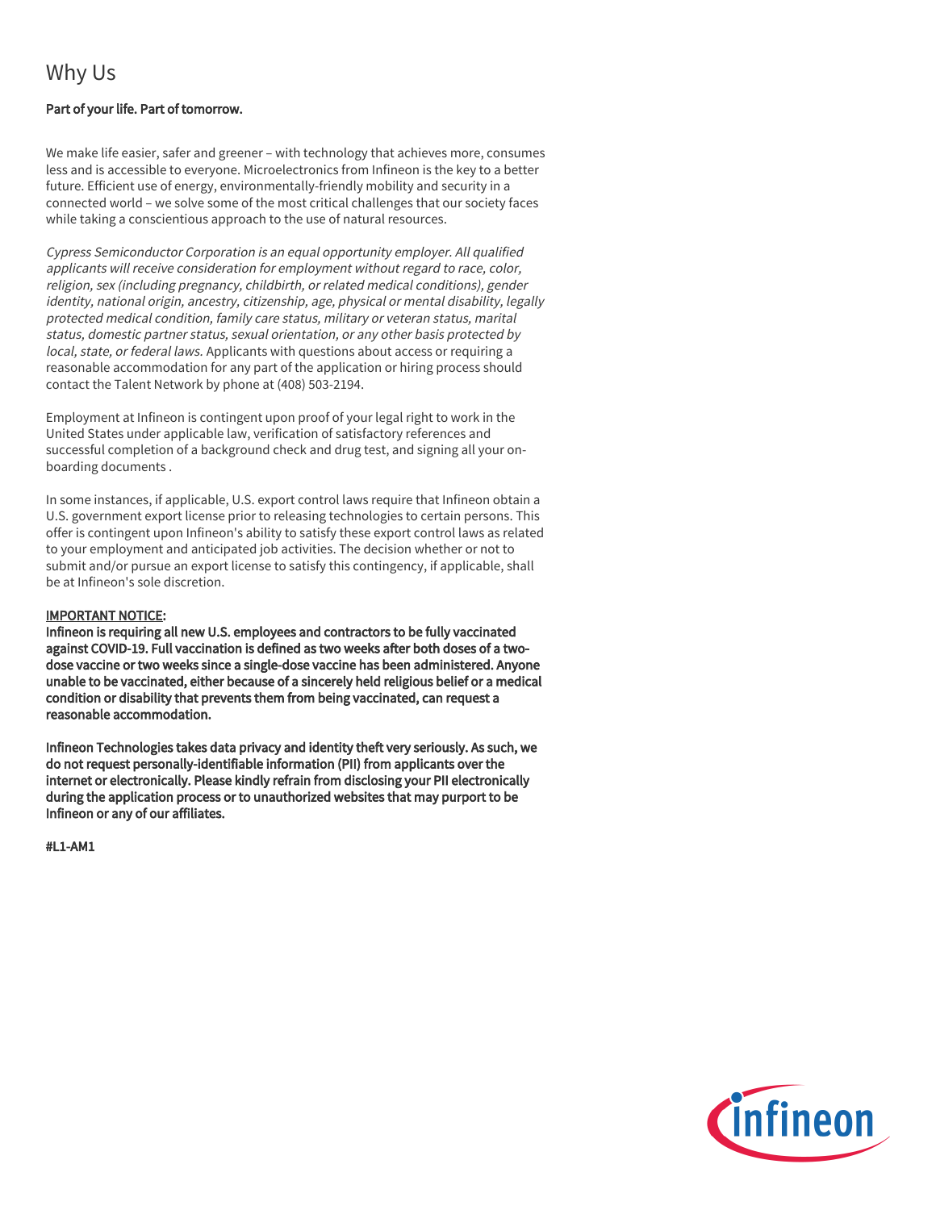## Why Us

**Part of your life. Part of tomorrow.**

We make life easier, safer and greener – with technology that achieves more, consumes less and is accessible to everyone. Microelectronics from Infineon is the key to a better future. Efficient use of energy, environmentally-friendly mobility and security in a connected world – we solve some of the most critical challenges that our society faces while taking a conscientious approach to the use of natural resources.

*Cypress Semiconductor Corporation is an equal opportunity employer. All qualified applicants will receive consideration for employment without regard to race, color, religion, sex (including pregnancy, childbirth, or related medical conditions), gender identity, national origin, ancestry, citizenship, age, physical or mental disability, legally protected medical condition, family care status, military or veteran status, marital status, domestic partner status, sexual orientation, or any other basis protected by local, state, or federal laws.* Applicants with questions about access or requiring a reasonable accommodation for any part of the application or hiring process should contact the Talent Network by phone at (408) 503-2194.

Employment at Infineon is contingent upon proof of your legal right to work in the United States under applicable law, verification of satisfactory references and successful completion of a background check and drug test, and signing all your on-boarding documents .

In some instances, if applicable, U.S. export control laws require that Infineon obtain a U.S. government export license prior to releasing technologies to certain persons. This offer is contingent upon Infineon's ability to satisfy these export control laws as related to your employment and anticipated job activities. The decision whether or not to submit and/or pursue an export license to satisfy this contingency, if applicable, shall be at Infineon's sole discretion.

**IMPORTANT NOTICE:**
**Infineon is requiring all new U.S. employees and contractors to be fully vaccinated against COVID-19. Full vaccination is defined as two weeks after both doses of a two-dose vaccine or two weeks since a single-dose vaccine has been administered. Anyone unable to be vaccinated, either because of a sincerely held religious belief or a medical condition or disability that prevents them from being vaccinated, can request a reasonable accommodation.**

**Infineon Technologies takes data privacy and identity theft very seriously. As such, we do not request personally-identifiable information (PII) from applicants over the internet or electronically. Please kindly refrain from disclosing your PII electronically during the application process or to unauthorized websites that may purport to be Infineon or any of our affiliates.**

**#L1-AM1**